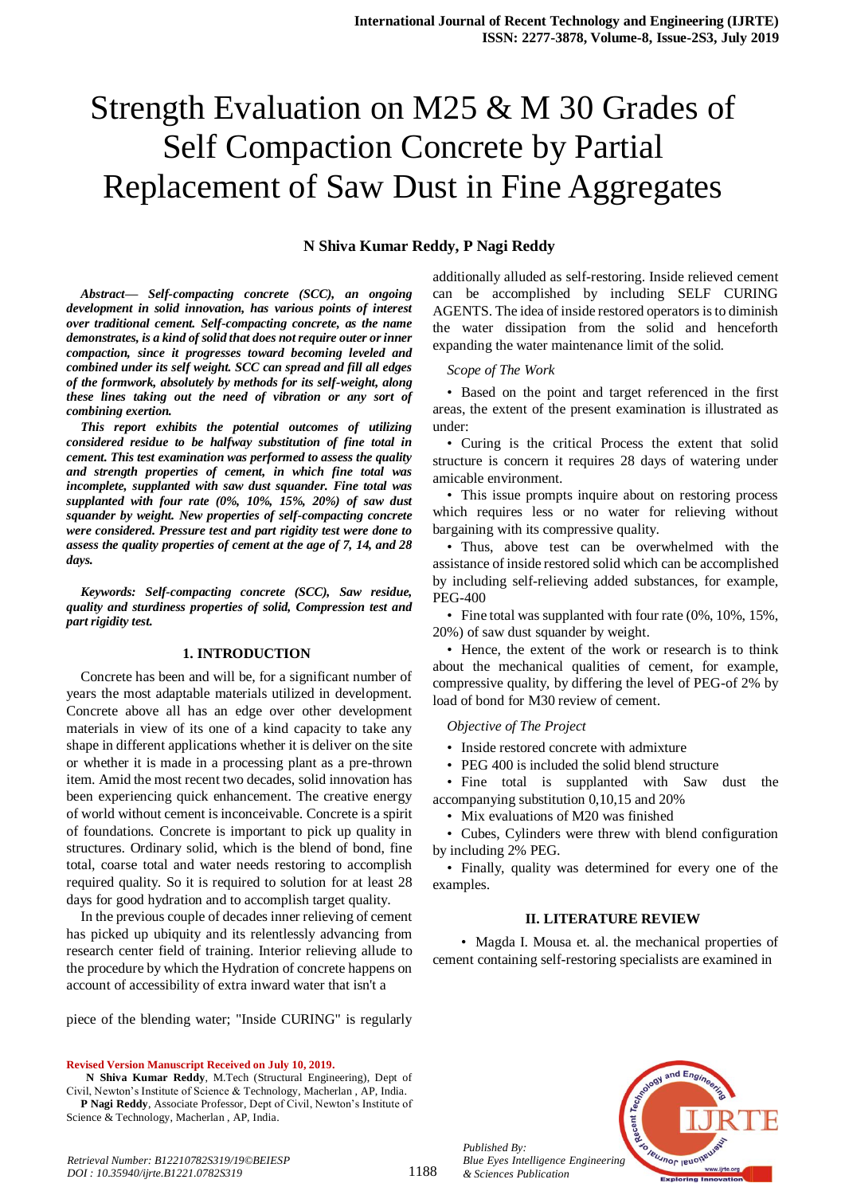# Strength Evaluation on M25 & M 30 Grades of Self Compaction Concrete by Partial Replacement of Saw Dust in Fine Aggregates

**N Shiva Kumar Reddy, P Nagi Reddy**

***Abstract— Self-compacting concrete (SCC), an ongoing development in solid innovation, has various points of interest over traditional cement. Self-compacting concrete, as the name demonstrates, is a kind of solid that does not require outer or inner compaction, since it progresses toward becoming leveled and combined under its self weight. SCC can spread and fill all edges of the formwork, absolutely by methods for its self-weight, along these lines taking out the need of vibration or any sort of combining exertion.***

***This report exhibits the potential outcomes of utilizing considered residue to be halfway substitution of fine total in cement. This test examination was performed to assess the quality and strength properties of cement, in which fine total was incomplete, supplanted with saw dust squander. Fine total was supplanted with four rate (0%, 10%, 15%, 20%) of saw dust squander by weight. New properties of self-compacting concrete were considered. Pressure test and part rigidity test were done to assess the quality properties of cement at the age of 7, 14, and 28 days.***

***Keywords: Self-compacting concrete (SCC), Saw residue, quality and sturdiness properties of solid, Compression test and part rigidity test.***

## 1. INTRODUCTION

Concrete has been and will be, for a significant number of years the most adaptable materials utilized in development. Concrete above all has an edge over other development materials in view of its one of a kind capacity to take any shape in different applications whether it is deliver on the site or whether it is made in a processing plant as a pre-thrown item. Amid the most recent two decades, solid innovation has been experiencing quick enhancement. The creative energy of world without cement is inconceivable. Concrete is a spirit of foundations. Concrete is important to pick up quality in structures. Ordinary solid, which is the blend of bond, fine total, coarse total and water needs restoring to accomplish required quality. So it is required to solution for at least 28 days for good hydration and to accomplish target quality.

In the previous couple of decades inner relieving of cement has picked up ubiquity and its relentlessly advancing from research center field of training. Interior relieving allude to the procedure by which the Hydration of concrete happens on account of accessibility of extra inward water that isn't a piece of the blending water; "Inside CURING" is regularly additionally alluded as self-restoring. Inside relieved cement can be accomplished by including SELF CURING AGENTS. The idea of inside restored operators is to diminish the water dissipation from the solid and henceforth expanding the water maintenance limit of the solid.

*Scope of The Work*

- Based on the point and target referenced in the first areas, the extent of the present examination is illustrated as under:
- Curing is the critical Process the extent that solid structure is concern it requires 28 days of watering under amicable environment.
- This issue prompts inquire about on restoring process which requires less or no water for relieving without bargaining with its compressive quality.
- Thus, above test can be overwhelmed with the assistance of inside restored solid which can be accomplished by including self-relieving added substances, for example, PEG-400
- Fine total was supplanted with four rate (0%, 10%, 15%, 20%) of saw dust squander by weight.
- Hence, the extent of the work or research is to think about the mechanical qualities of cement, for example, compressive quality, by differing the level of PEG-of 2% by load of bond for M30 review of cement.

*Objective of The Project*

- Inside restored concrete with admixture
- PEG 400 is included the solid blend structure
- Fine total is supplanted with Saw dust the accompanying substitution 0,10,15 and 20%
- Mix evaluations of M20 was finished
- Cubes, Cylinders were threw with blend configuration by including 2% PEG.
- Finally, quality was determined for every one of the examples.

## II. LITERATURE REVIEW

- Magda I. Mousa et. al. the mechanical properties of cement containing self-restoring specialists are examined in

**Revised Version Manuscript Received on July 10, 2019.**

**N Shiva Kumar Reddy**, M.Tech (Structural Engineering), Dept of Civil, Newton's Institute of Science & Technology, Macherlan , AP, India.

**P Nagi Reddy**, Associate Professor, Dept of Civil, Newton's Institute of Science & Technology, Macherlan , AP, India.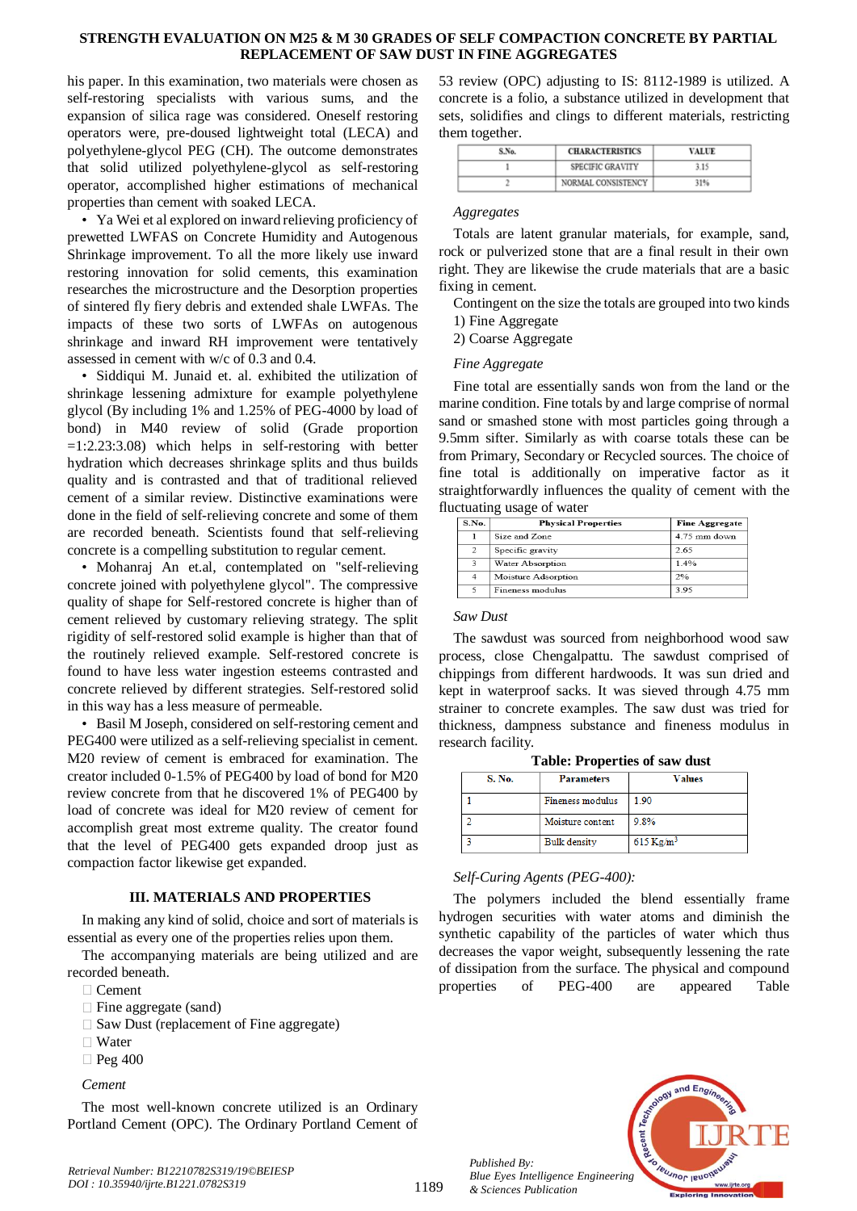his paper. In this examination, two materials were chosen as self-restoring specialists with various sums, and the expansion of silica rage was considered. Oneself restoring operators were, pre-doused lightweight total (LECA) and polyethylene-glycol PEG (CH). The outcome demonstrates that solid utilized polyethylene-glycol as self-restoring operator, accomplished higher estimations of mechanical properties than cement with soaked LECA.

- Ya Wei et al explored on inward relieving proficiency of prewetted LWFAS on Concrete Humidity and Autogenous Shrinkage improvement. To all the more likely use inward restoring innovation for solid cements, this examination researches the microstructure and the Desorption properties of sintered fly fiery debris and extended shale LWFAs. The impacts of these two sorts of LWFAs on autogenous shrinkage and inward RH improvement were tentatively assessed in cement with w/c of 0.3 and 0.4.
- Siddiqui M. Junaid et. al. exhibited the utilization of shrinkage lessening admixture for example polyethylene glycol (By including 1% and 1.25% of PEG-4000 by load of bond) in M40 review of solid (Grade proportion =1:2.23:3.08) which helps in self-restoring with better hydration which decreases shrinkage splits and thus builds quality and is contrasted and that of traditional relieved cement of a similar review. Distinctive examinations were done in the field of self-relieving concrete and some of them are recorded beneath. Scientists found that self-relieving concrete is a compelling substitution to regular cement.
- Mohanraj An et.al, contemplated on "self-relieving concrete joined with polyethylene glycol". The compressive quality of shape for Self-restored concrete is higher than of cement relieved by customary relieving strategy. The split rigidity of self-restored solid example is higher than that of the routinely relieved example. Self-restored concrete is found to have less water ingestion esteems contrasted and concrete relieved by different strategies. Self-restored solid in this way has a less measure of permeable.
- Basil M Joseph, considered on self-restoring cement and PEG400 were utilized as a self-relieving specialist in cement. M20 review of cement is embraced for examination. The creator included 0-1.5% of PEG400 by load of bond for M20 review concrete from that he discovered 1% of PEG400 by load of concrete was ideal for M20 review of cement for accomplish great most extreme quality. The creator found that the level of PEG400 gets expanded droop just as compaction factor likewise get expanded.

## III. MATERIALS AND PROPERTIES

In making any kind of solid, choice and sort of materials is essential as every one of the properties relies upon them.

The accompanying materials are being utilized and are recorded beneath.

- Cement
- Fine aggregate (sand)
- Saw Dust (replacement of Fine aggregate)
- Water
- Peg 400

*Cement*

The most well-known concrete utilized is an Ordinary Portland Cement (OPC). The Ordinary Portland Cement of 53 review (OPC) adjusting to IS: 8112-1989 is utilized. A concrete is a folio, a substance utilized in development that sets, solidifies and clings to different materials, restricting them together.

| S.No. | CHARACTERISTICS | VALUE |
|---|---|---|
| 1 | SPECIFIC GRAVITY | 3.15 |
| 2 | NORMAL CONSISTENCY | 31% |

*Aggregates*

Totals are latent granular materials, for example, sand, rock or pulverized stone that are a final result in their own right. They are likewise the crude materials that are a basic fixing in cement.

Contingent on the size the totals are grouped into two kinds

1) Fine Aggregate
2) Coarse Aggregate

*Fine Aggregate*

Fine total are essentially sands won from the land or the marine condition. Fine totals by and large comprise of normal sand or smashed stone with most particles going through a 9.5mm sifter. Similarly as with coarse totals these can be from Primary, Secondary or Recycled sources. The choice of fine total is additionally on imperative factor as it straightforwardly influences the quality of cement with the fluctuating usage of water

| S.No. | Physical Properties | Fine Aggregate |
|---|---|---|
| 1 | Size and Zone | 4.75 mm down |
| 2 | Specific gravity | 2.65 |
| 3 | Water Absorption | 1.4% |
| 4 | Moisture Adsorption | 2% |
| 5 | Fineness modulus | 3.95 |

*Saw Dust*

The sawdust was sourced from neighborhood wood saw process, close Chengalpattu. The sawdust comprised of chippings from different hardwoods. It was sun dried and kept in waterproof sacks. It was sieved through 4.75 mm strainer to concrete examples. The saw dust was tried for thickness, dampness substance and fineness modulus in research facility.

**Table: Properties of saw dust**

| S. No. | Parameters | Values |
|---|---|---|
| 1 | Fineness modulus | 1.90 |
| 2 | Moisture content | 9.8% |
| 3 | Bulk density | 615 Kg/m$^3$ |

*Self-Curing Agents (PEG-400):*

The polymers included the blend essentially frame hydrogen securities with water atoms and diminish the synthetic capability of the particles of water which thus decreases the vapor weight, subsequently lessening the rate of dissipation from the surface. The physical and compound properties of PEG-400 are appeared Table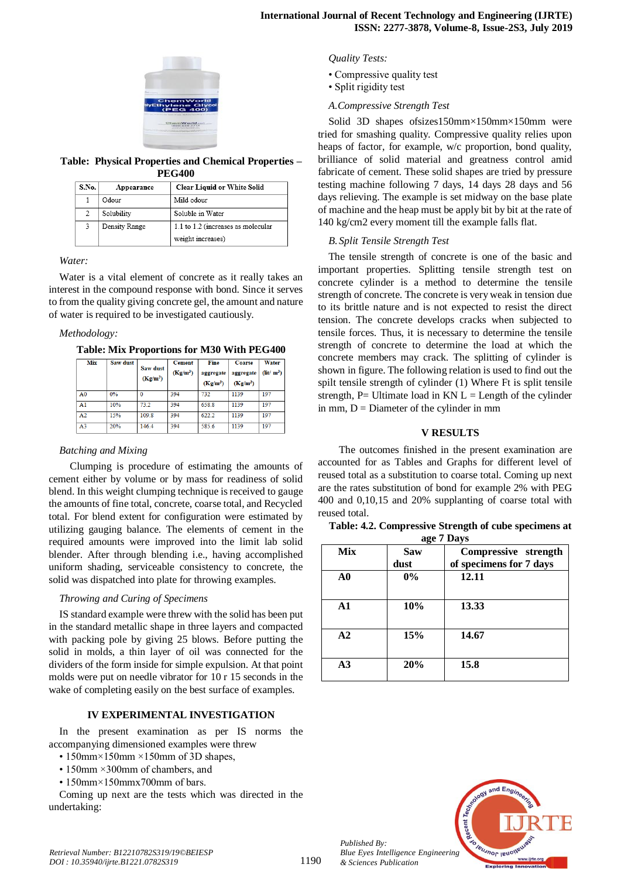**Table: Physical Properties and Chemical Properties – PEG400**

| S.No. | Appearance | Clear Liquid or White Solid |
|---|---|---|
| 1 | Odour | Mild odour |
| 2 | Solubility | Soluble in Water |
| 3 | Density Range | 1.1 to 1.2 (increases as molecular weight increases) |

*Water:*

Water is a vital element of concrete as it really takes an interest in the compound response with bond. Since it serves to from the quality giving concrete gel, the amount and nature of water is required to be investigated cautiously.

*Methodology:*

**Table: Mix Proportions for M30 With PEG400**

| Mix | Saw dust | Saw dust (Kg/m³) | Cement (Kg/m³) | Fine aggregate (Kg/m³) | Coarse aggregate (Kg/m³) | Water (lit/ m³) |
|---|---|---|---|---|---|---|
| A0 | 0% | 0 | 394 | 732 | 1139 | 197 |
| A1 | 10% | 73.2 | 394 | 658.8 | 1139 | 197 |
| A2 | 15% | 109.8 | 394 | 622.2 | 1139 | 197 |
| A3 | 20% | 146.4 | 394 | 585.6 | 1139 | 197 |

*Batching and Mixing*

Clumping is procedure of estimating the amounts of cement either by volume or by mass for readiness of solid blend. In this weight clumping technique is received to gauge the amounts of fine total, concrete, coarse total, and Recycled total. For blend extent for configuration were estimated by utilizing gauging balance. The elements of cement in the required amounts were improved into the limit lab solid blender. After through blending i.e., having accomplished uniform shading, serviceable consistency to concrete, the solid was dispatched into plate for throwing examples.

*Throwing and Curing of Specimens*

IS standard example were threw with the solid has been put in the standard metallic shape in three layers and compacted with packing pole by giving 25 blows. Before putting the solid in molds, a thin layer of oil was connected for the dividers of the form inside for simple expulsion. At that point molds were put on needle vibrator for 10 r 15 seconds in the wake of completing easily on the best surface of examples.

## IV EXPERIMENTAL INVESTIGATION

In the present examination as per IS norms the accompanying dimensioned examples were threw

- 150mm×150mm ×150mm of 3D shapes,
- 150mm ×300mm of chambers, and
- 150mm×150mmx700mm of bars.

Coming up next are the tests which was directed in the undertaking:

*Quality Tests:*

- Compressive quality test
- Split rigidity test

*A.Compressive Strength Test*

Solid 3D shapes ofsizes150mm×150mm×150mm were tried for smashing quality. Compressive quality relies upon heaps of factor, for example, w/c proportion, bond quality, brilliance of solid material and greatness control amid fabricate of cement. These solid shapes are tried by pressure testing machine following 7 days, 14 days 28 days and 56 days relieving. The example is set midway on the base plate of machine and the heap must be apply bit by bit at the rate of 140 kg/cm2 every moment till the example falls flat.

*B. Split Tensile Strength Test*

The tensile strength of concrete is one of the basic and important properties. Splitting tensile strength test on concrete cylinder is a method to determine the tensile strength of concrete. The concrete is very weak in tension due to its brittle nature and is not expected to resist the direct tension. The concrete develops cracks when subjected to tensile forces. Thus, it is necessary to determine the tensile strength of concrete to determine the load at which the concrete members may crack. The splitting of cylinder is shown in figure. The following relation is used to find out the spilt tensile strength of cylinder (1) Where Ft is split tensile strength, P= Ultimate load in KN L = Length of the cylinder in mm, D = Diameter of the cylinder in mm

## V RESULTS

The outcomes finished in the present examination are accounted for as Tables and Graphs for different level of reused total as a substitution to coarse total. Coming up next are the rates substitution of bond for example 2% with PEG 400 and 0,10,15 and 20% supplanting of coarse total with reused total.

**Table: 4.2. Compressive Strength of cube specimens at age 7 Days**

| Mix | Saw dust | Compressive strength of specimens for 7 days |
|---|---|---|
| **A0** | **0%** | **12.11** |
| **A1** | **10%** | **13.33** |
| **A2** | **15%** | **14.67** |
| **A3** | **20%** | **15.8** |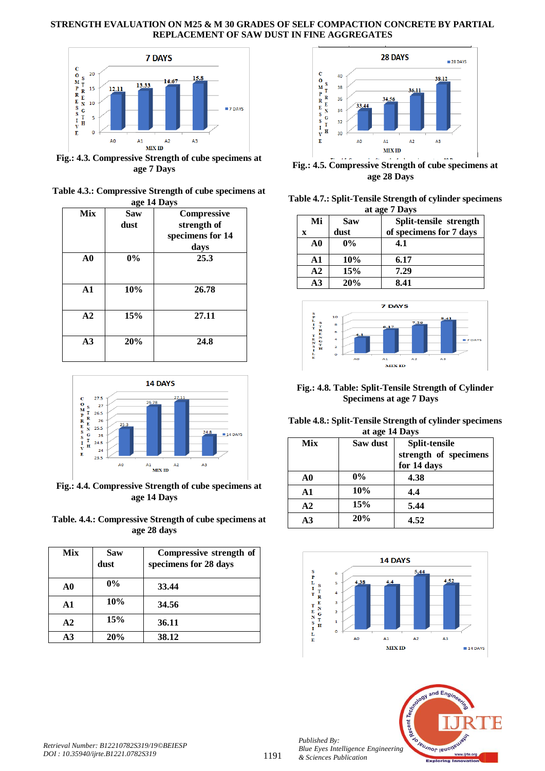# STRENGTH EVALUATION ON M25 & M 30 GRADES OF SELF COMPACTION CONCRETE BY PARTIAL REPLACEMENT OF SAW DUST IN FINE AGGREGATES

**Fig.: 4.3. Compressive Strength of cube specimens at age 7 Days**

**Table 4.3.: Compressive Strength of cube specimens at age 14 Days**

| Mix | Saw dust | Compressive strength of specimens for 14 days |
|---|---|---|
| A0 | 0% | 25.3 |
| A1 | 10% | 26.78 |
| A2 | 15% | 27.11 |
| A3 | 20% | 24.8 |

**Fig.: 4.4. Compressive Strength of cube specimens at age 14 Days**

**Table. 4.4.: Compressive Strength of cube specimens at age 28 days**

| Mix | Saw dust | Compressive strength of specimens for 28 days |
|---|---|---|
| A0 | 0% | 33.44 |
| A1 | 10% | 34.56 |
| A2 | 15% | 36.11 |
| A3 | 20% | 38.12 |

**Fig.: 4.5. Compressive Strength of cube specimens at age 28 Days**

**Table 4.7.: Split-Tensile Strength of cylinder specimens at age 7 Days**

| Mix | Saw dust | Split-tensile strength of specimens for 7 days |
|---|---|---|
| A0 | 0% | 4.1 |
| A1 | 10% | 6.17 |
| A2 | 15% | 7.29 |
| A3 | 20% | 8.41 |

**Fig.: 4.8. Table: Split-Tensile Strength of Cylinder Specimens at age 7 Days**

**Table 4.8.: Split-Tensile Strength of cylinder specimens at age 14 Days**

| Mix | Saw dust | Split-tensile strength of specimens for 14 days |
|---|---|---|
| A0 | 0% | 4.38 |
| A1 | 10% | 4.4 |
| A2 | 15% | 5.44 |
| A3 | 20% | 4.52 |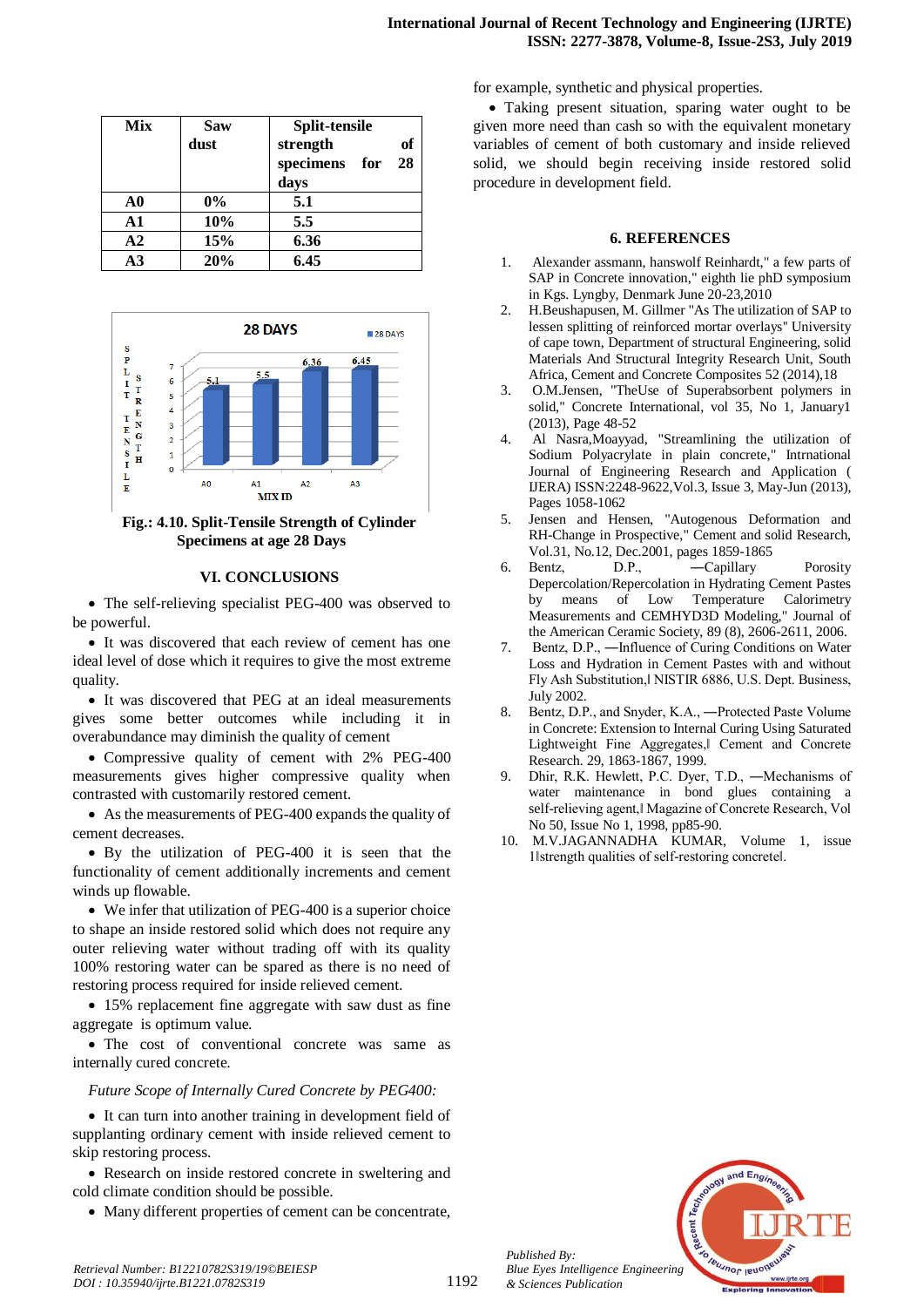| Mix | Saw dust | Split-tensile strength of specimens for 28 days |
|---|---|---|
| A0 | 0% | 5.1 |
| A1 | 10% | 5.5 |
| A2 | 15% | 6.36 |
| A3 | 20% | 6.45 |

28 DAYS

28 DAYS

SPLIT TENSILE STRENGTH

7
6
5
4
3
2
1
0

5.1
5.5
6.36
6.45

A0
A1
A2
A3

MIX ID

**Fig.: 4.10. Split-Tensile Strength of Cylinder Specimens at age 28 Days**

## VI. CONCLUSIONS

- The self-relieving specialist PEG-400 was observed to be powerful.
- It was discovered that each review of cement has one ideal level of dose which it requires to give the most extreme quality.
- It was discovered that PEG at an ideal measurements gives some better outcomes while including it in overabundance may diminish the quality of cement
- Compressive quality of cement with 2% PEG-400 measurements gives higher compressive quality when contrasted with customarily restored cement.
- As the measurements of PEG-400 expands the quality of cement decreases.
- By the utilization of PEG-400 it is seen that the functionality of cement additionally increments and cement winds up flowable.
- We infer that utilization of PEG-400 is a superior choice to shape an inside restored solid which does not require any outer relieving water without trading off with its quality 100% restoring water can be spared as there is no need of restoring process required for inside relieved cement.
- 15% replacement fine aggregate with saw dust as fine aggregate is optimum value.
- The cost of conventional concrete was same as internally cured concrete.

*Future Scope of Internally Cured Concrete by PEG400:*

- It can turn into another training in development field of supplanting ordinary cement with inside relieved cement to skip restoring process.
- Research on inside restored concrete in sweltering and cold climate condition should be possible.
- Many different properties of cement can be concentrate, for example, synthetic and physical properties.
- Taking present situation, sparing water ought to be given more need than cash so with the equivalent monetary variables of cement of both customary and inside relieved solid, we should begin receiving inside restored solid procedure in development field.

## 6. REFERENCES

1. Alexander assmann, hanswolf Reinhardt," a few parts of SAP in Concrete innovation," eighth lie phD symposium in Kgs. Lyngby, Denmark June 20-23,2010
2. H.Beushapusen, M. Gillmer "As The utilization of SAP to lessen splitting of reinforced mortar overlays" University of cape town, Department of structural Engineering, solid Materials And Structural Integrity Research Unit, South Africa, Cement and Concrete Composites 52 (2014),18
3. O.M.Jensen, "TheUse of Superabsorbent polymers in solid," Concrete International, vol 35, No 1, January1 (2013), Page 48-52
4. Al Nasra,Moayyad, "Streamlining the utilization of Sodium Polyacrylate in plain concrete," Intrnational Journal of Engineering Research and Application ( IJERA) ISSN:2248-9622,Vol.3, Issue 3, May-Jun (2013), Pages 1058-1062
5. Jensen and Hensen, "Autogenous Deformation and RH-Change in Prospective," Cement and solid Research, Vol.31, No.12, Dec.2001, pages 1859-1865
6. Bentz, D.P., ―Capillary Porosity Depercolation/Repercolation in Hydrating Cement Pastes by means of Low Temperature Calorimetry Measurements and CEMHYD3D Modeling," Journal of the American Ceramic Society, 89 (8), 2606-2611, 2006.
7. Bentz, D.P., ―Influence of Curing Conditions on Water Loss and Hydration in Cement Pastes with and without Fly Ash Substitution,‖ NISTIR 6886, U.S. Dept. Business, July 2002.
8. Bentz, D.P., and Snyder, K.A., ―Protected Paste Volume in Concrete: Extension to Internal Curing Using Saturated Lightweight Fine Aggregates,‖ Cement and Concrete Research. 29, 1863-1867, 1999.
9. Dhir, R.K. Hewlett, P.C. Dyer, T.D., ―Mechanisms of water maintenance in bond glues containing a self-relieving agent,‖ Magazine of Concrete Research, Vol No 50, Issue No 1, 1998, pp85-90.
10. M.V.JAGANNADHA KUMAR, Volume 1, issue 1‖strength qualities of self-restoring concrete‖.